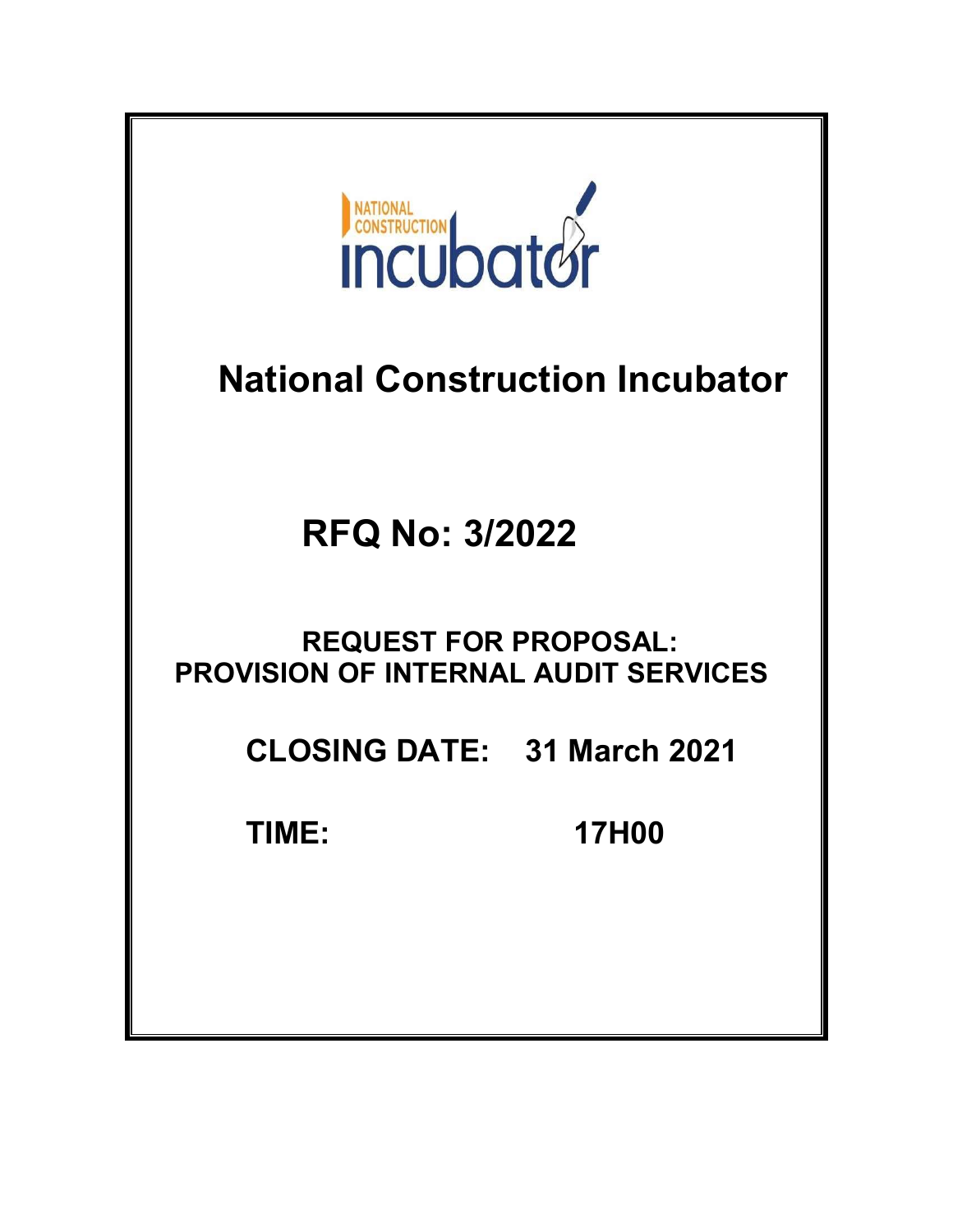NATIONAL CONSTRUCTION incubator

# National Construction Incubator

## RFQ No: 3/2022

**REQUEST FOR PROPOSAL:**
**PROVISION OF INTERNAL AUDIT SERVICES**

**CLOSING DATE: 31 March 2021**

**TIME: 17H00**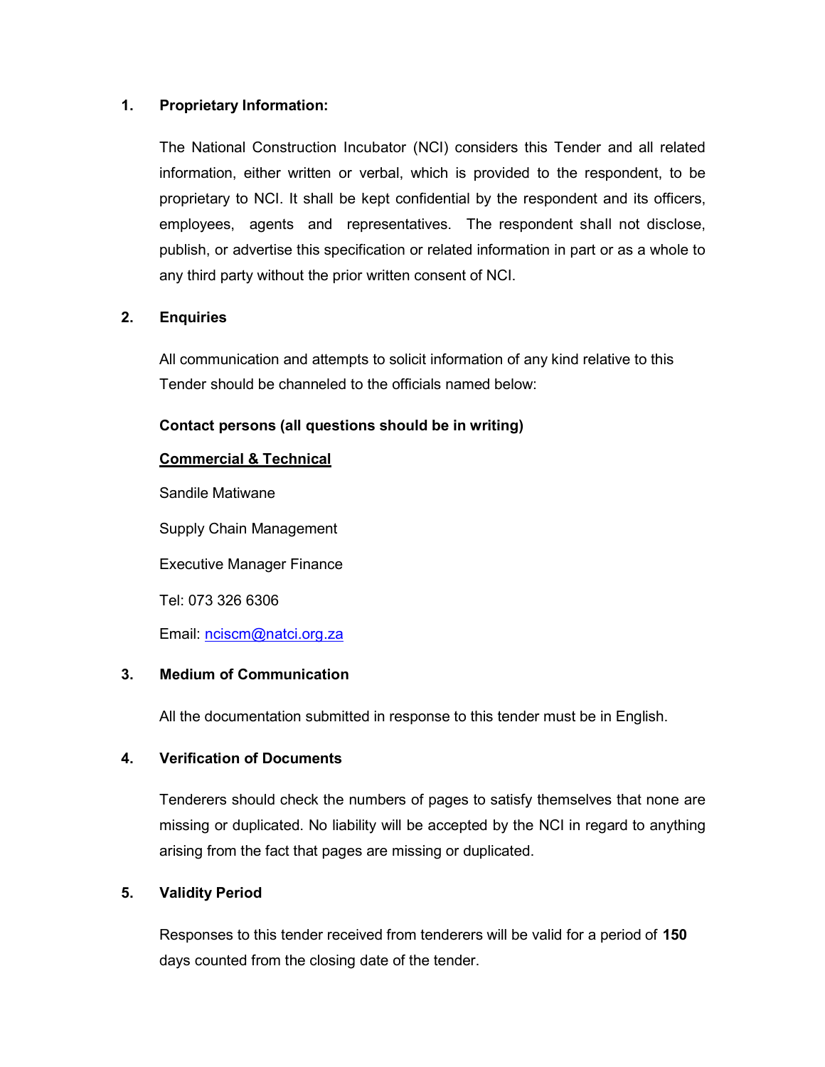## 1. Proprietary Information:

The National Construction Incubator (NCI) considers this Tender and all related information, either written or verbal, which is provided to the respondent, to be proprietary to NCI. It shall be kept confidential by the respondent and its officers, employees, agents and representatives. The respondent shall not disclose, publish, or advertise this specification or related information in part or as a whole to any third party without the prior written consent of NCI.

## 2. Enquiries

All communication and attempts to solicit information of any kind relative to this Tender should be channeled to the officials named below:

**Contact persons (all questions should be in writing)**

**Commercial & Technical**

Sandile Matiwane

Supply Chain Management

Executive Manager Finance

Tel: 073 326 6306

Email: nciscm@natci.org.za

## 3. Medium of Communication

All the documentation submitted in response to this tender must be in English.

## 4. Verification of Documents

Tenderers should check the numbers of pages to satisfy themselves that none are missing or duplicated. No liability will be accepted by the NCI in regard to anything arising from the fact that pages are missing or duplicated.

## 5. Validity Period

Responses to this tender received from tenderers will be valid for a period of **150** days counted from the closing date of the tender.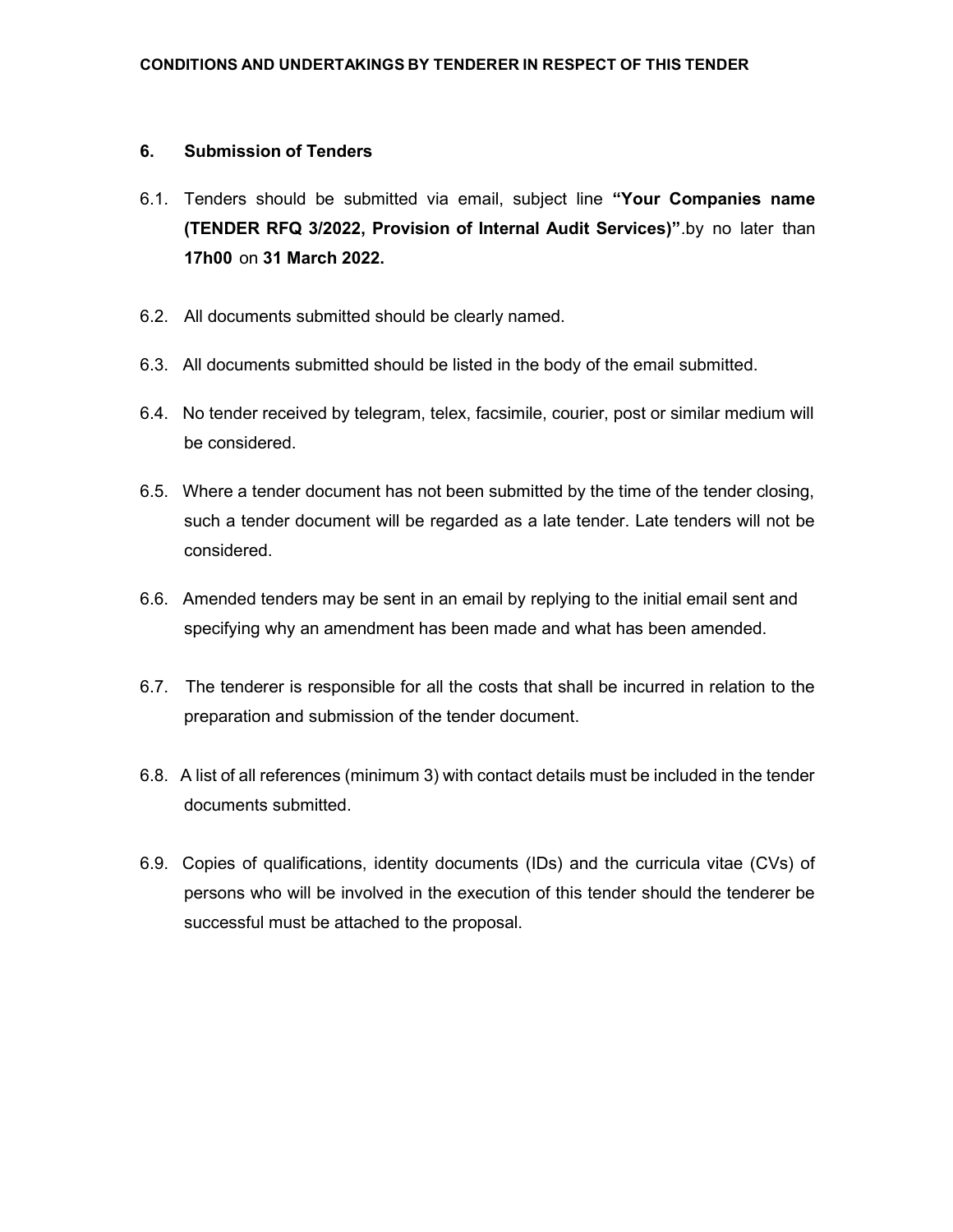**CONDITIONS AND UNDERTAKINGS BY TENDERER IN RESPECT OF THIS TENDER**

## 6. Submission of Tenders

6.1. Tenders should be submitted via email, subject line **"Your Companies name (TENDER RFQ 3/2022, Provision of Internal Audit Services)"**.by no later than **17h00** on **31 March 2022.**

6.2. All documents submitted should be clearly named.

6.3. All documents submitted should be listed in the body of the email submitted.

6.4. No tender received by telegram, telex, facsimile, courier, post or similar medium will be considered.

6.5. Where a tender document has not been submitted by the time of the tender closing, such a tender document will be regarded as a late tender. Late tenders will not be considered.

6.6. Amended tenders may be sent in an email by replying to the initial email sent and specifying why an amendment has been made and what has been amended.

6.7. The tenderer is responsible for all the costs that shall be incurred in relation to the preparation and submission of the tender document.

6.8. A list of all references (minimum 3) with contact details must be included in the tender documents submitted.

6.9. Copies of qualifications, identity documents (IDs) and the curricula vitae (CVs) of persons who will be involved in the execution of this tender should the tenderer be successful must be attached to the proposal.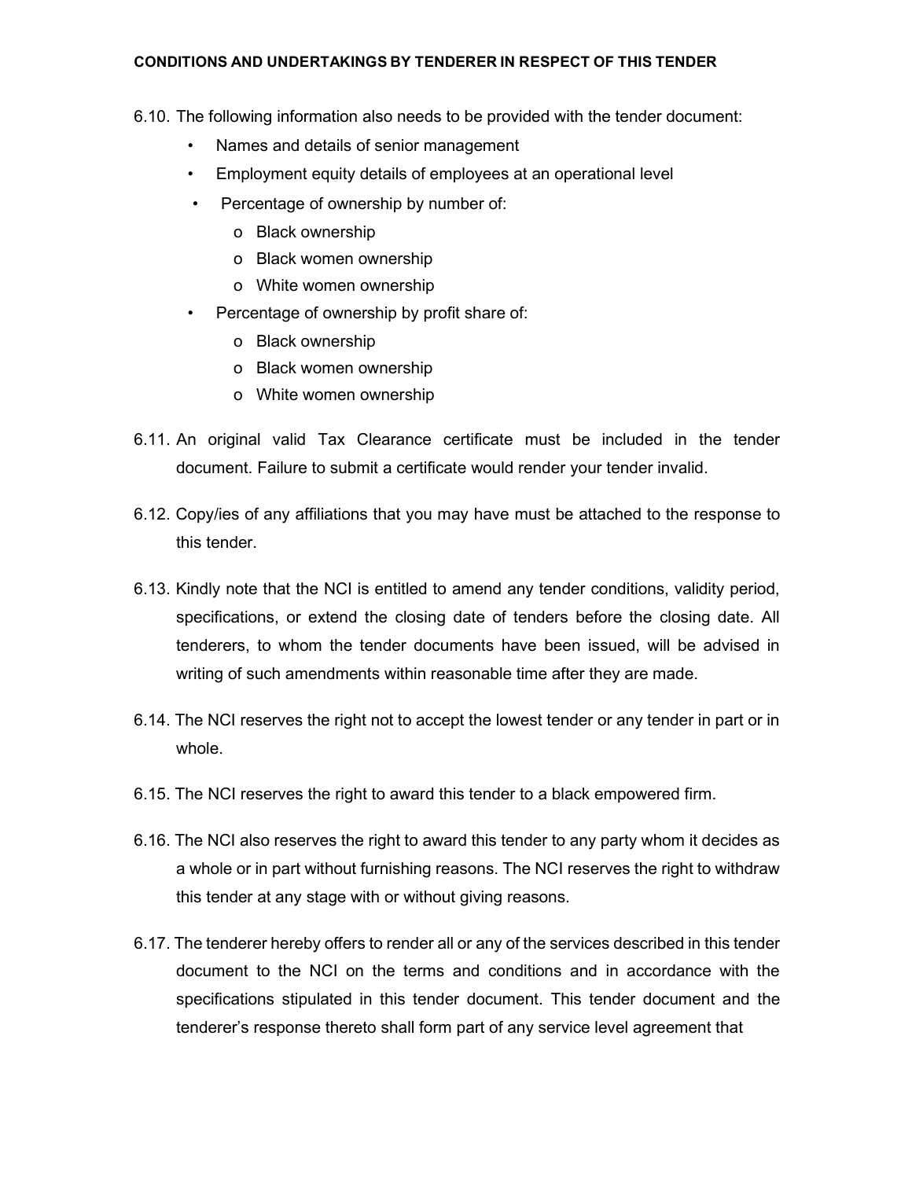**CONDITIONS AND UNDERTAKINGS BY TENDERER IN RESPECT OF THIS TENDER**

6.10. The following information also needs to be provided with the tender document:

- Names and details of senior management
- Employment equity details of employees at an operational level
- Percentage of ownership by number of:
    - Black ownership
    - Black women ownership
    - White women ownership
- Percentage of ownership by profit share of:
    - Black ownership
    - Black women ownership
    - White women ownership

6.11. An original valid Tax Clearance certificate must be included in the tender document. Failure to submit a certificate would render your tender invalid.

6.12. Copy/ies of any affiliations that you may have must be attached to the response to this tender.

6.13. Kindly note that the NCI is entitled to amend any tender conditions, validity period, specifications, or extend the closing date of tenders before the closing date. All tenderers, to whom the tender documents have been issued, will be advised in writing of such amendments within reasonable time after they are made.

6.14. The NCI reserves the right not to accept the lowest tender or any tender in part or in whole.

6.15. The NCI reserves the right to award this tender to a black empowered firm.

6.16. The NCI also reserves the right to award this tender to any party whom it decides as a whole or in part without furnishing reasons. The NCI reserves the right to withdraw this tender at any stage with or without giving reasons.

6.17. The tenderer hereby offers to render all or any of the services described in this tender document to the NCI on the terms and conditions and in accordance with the specifications stipulated in this tender document. This tender document and the tenderer's response thereto shall form part of any service level agreement that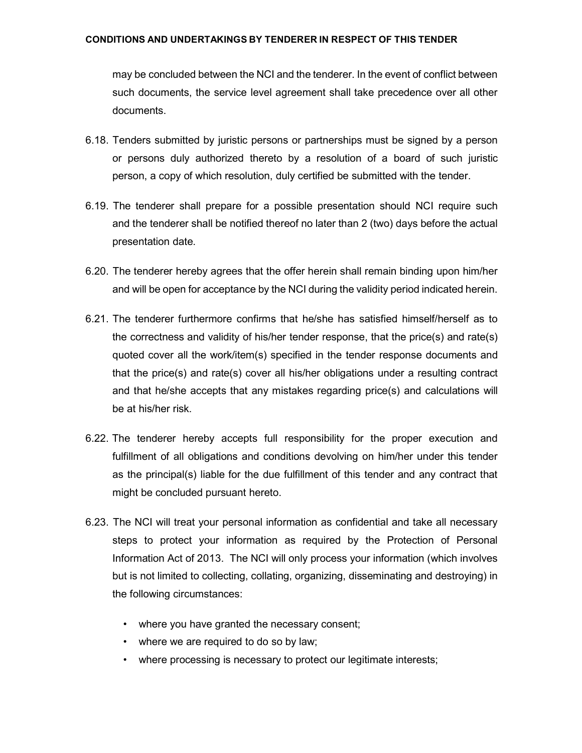may be concluded between the NCI and the tenderer. In the event of conflict between such documents, the service level agreement shall take precedence over all other documents.

6.18. Tenders submitted by juristic persons or partnerships must be signed by a person or persons duly authorized thereto by a resolution of a board of such juristic person, a copy of which resolution, duly certified be submitted with the tender.

6.19. The tenderer shall prepare for a possible presentation should NCI require such and the tenderer shall be notified thereof no later than 2 (two) days before the actual presentation date.

6.20. The tenderer hereby agrees that the offer herein shall remain binding upon him/her and will be open for acceptance by the NCI during the validity period indicated herein.

6.21. The tenderer furthermore confirms that he/she has satisfied himself/herself as to the correctness and validity of his/her tender response, that the price(s) and rate(s) quoted cover all the work/item(s) specified in the tender response documents and that the price(s) and rate(s) cover all his/her obligations under a resulting contract and that he/she accepts that any mistakes regarding price(s) and calculations will be at his/her risk.

6.22. The tenderer hereby accepts full responsibility for the proper execution and fulfillment of all obligations and conditions devolving on him/her under this tender as the principal(s) liable for the due fulfillment of this tender and any contract that might be concluded pursuant hereto.

6.23. The NCI will treat your personal information as confidential and take all necessary steps to protect your information as required by the Protection of Personal Information Act of 2013. The NCI will only process your information (which involves but is not limited to collecting, collating, organizing, disseminating and destroying) in the following circumstances:

- where you have granted the necessary consent;
- where we are required to do so by law;
- where processing is necessary to protect our legitimate interests;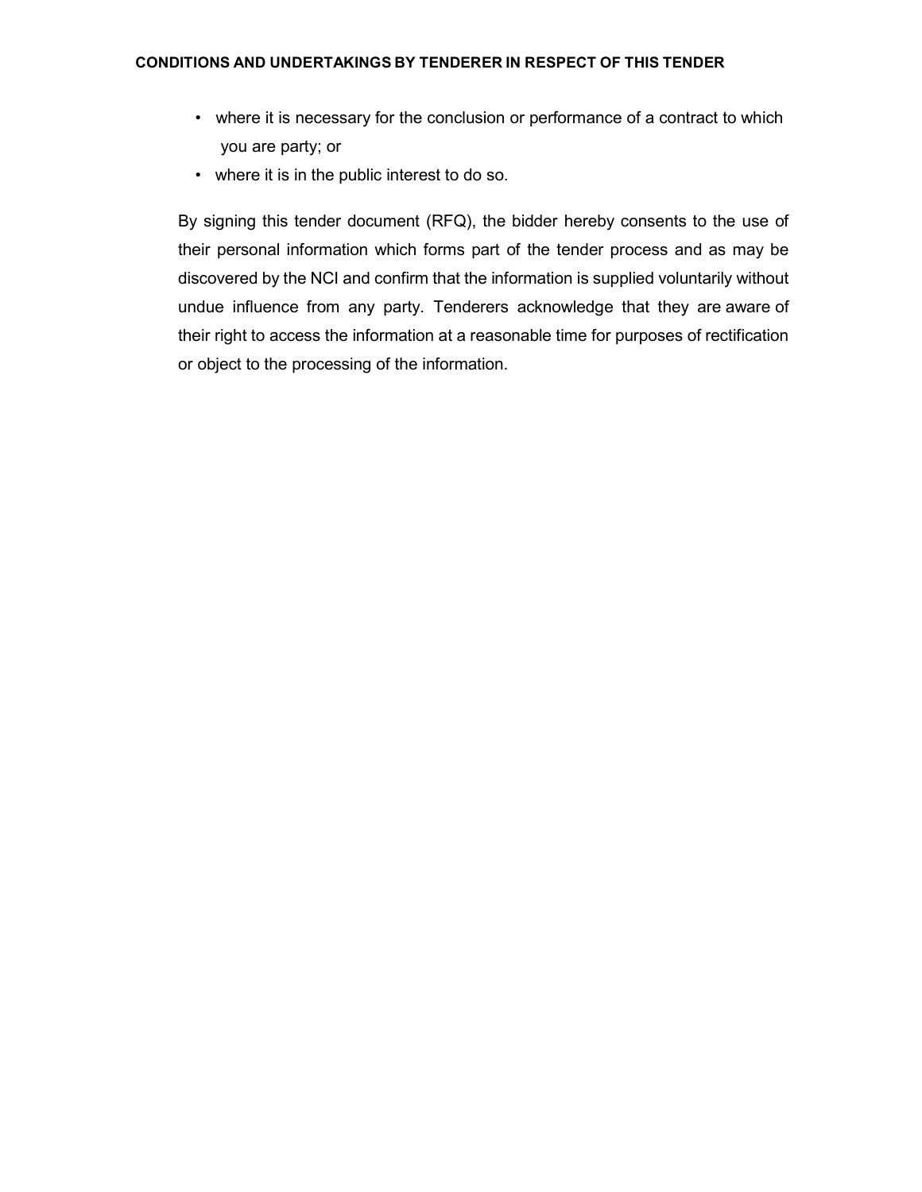**CONDITIONS AND UNDERTAKINGS BY TENDERER IN RESPECT OF THIS TENDER**

- where it is necessary for the conclusion or performance of a contract to which you are party; or
- where it is in the public interest to do so.

By signing this tender document (RFQ), the bidder hereby consents to the use of their personal information which forms part of the tender process and as may be discovered by the NCI and confirm that the information is supplied voluntarily without undue influence from any party. Tenderers acknowledge that they are aware of their right to access the information at a reasonable time for purposes of rectification or object to the processing of the information.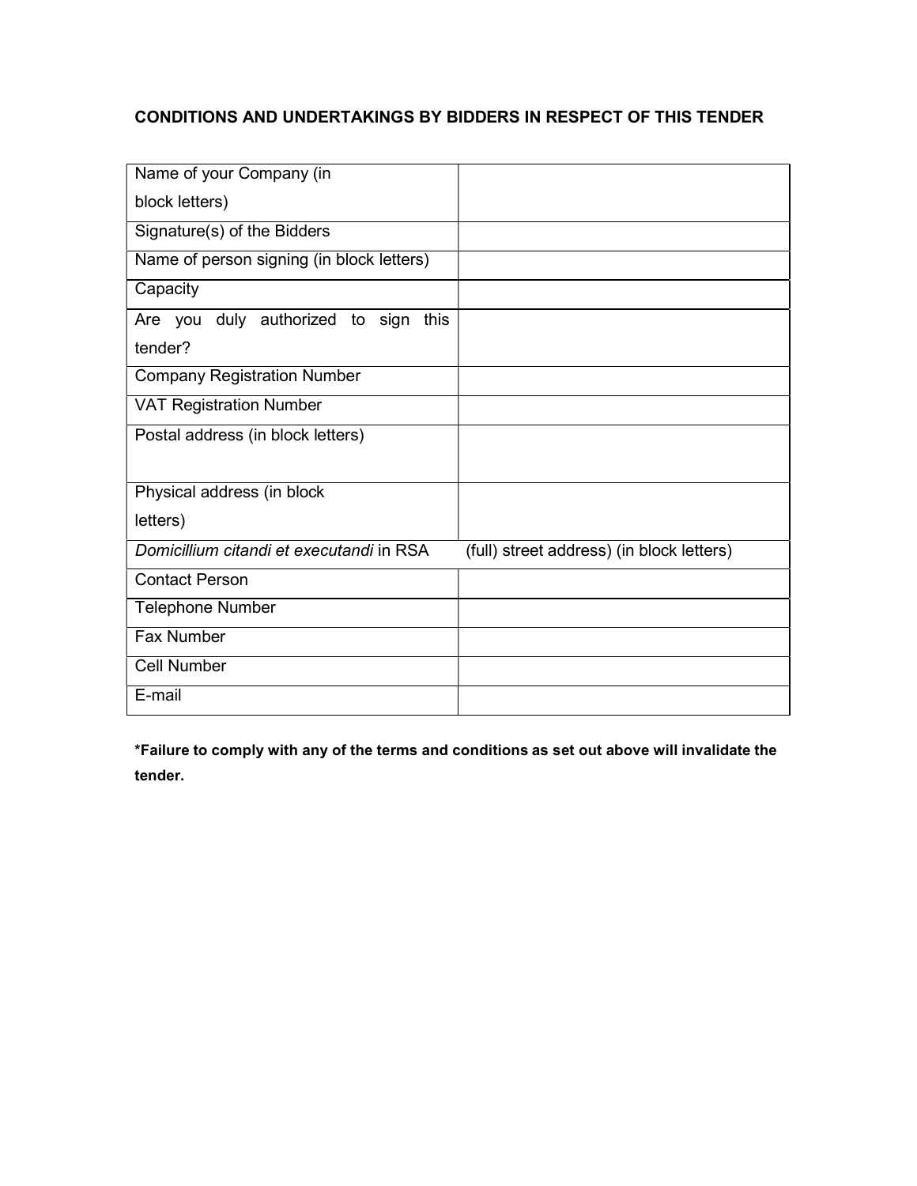**CONDITIONS AND UNDERTAKINGS BY BIDDERS IN RESPECT OF THIS TENDER**

| | |
|---|---|
| Name of your Company (in block letters) | |
| Signature(s) of the Bidders | |
| Name of person signing (in block letters) | |
| Capacity | |
| Are you duly authorized to sign this tender? | |
| Company Registration Number | |
| VAT Registration Number | |
| Postal address (in block letters) | |
| Physical address (in block letters) | |
| *Domicillium citandi et executandi* in RSA | (full) street address) (in block letters) |
| Contact Person | |
| Telephone Number | |
| Fax Number | |
| Cell Number | |
| E-mail | |

**\*Failure to comply with any of the terms and conditions as set out above will invalidate the tender.**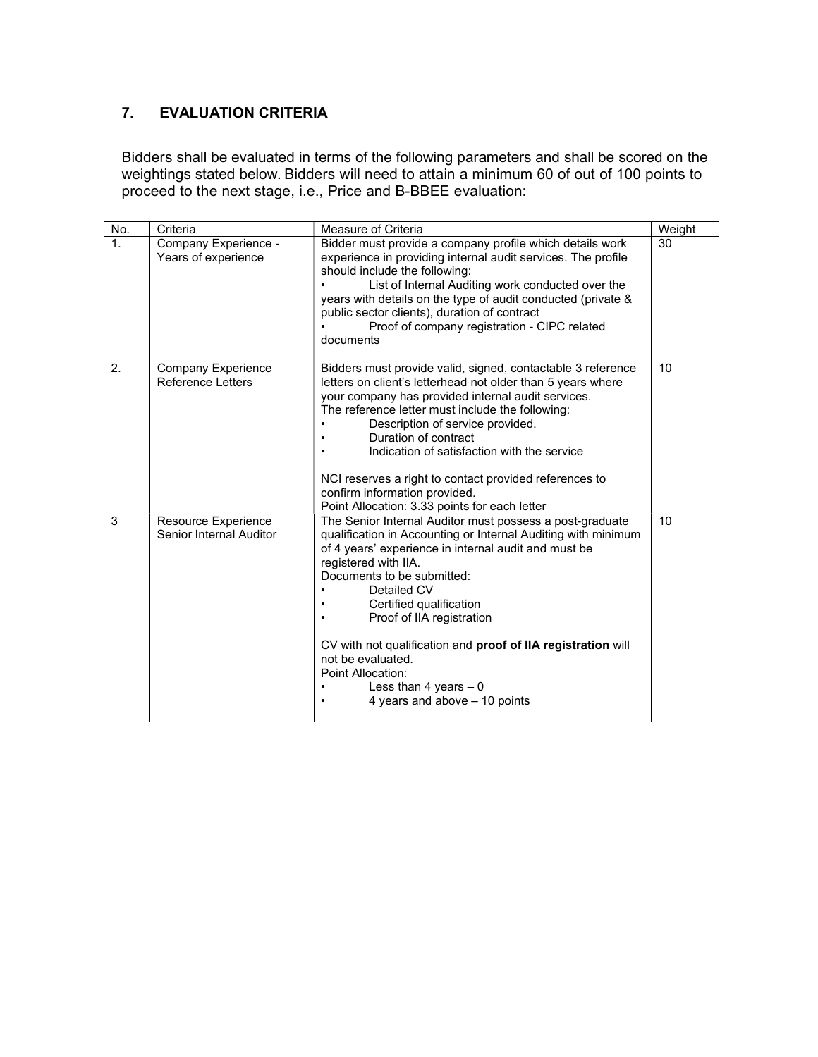## 7. EVALUATION CRITERIA

Bidders shall be evaluated in terms of the following parameters and shall be scored on the weightings stated below. Bidders will need to attain a minimum 60 of out of 100 points to proceed to the next stage, i.e., Price and B-BBEE evaluation:

| No. | Criteria | Measure of Criteria | Weight |
|---|---|---|---|
| 1. | Company Experience - Years of experience | Bidder must provide a company profile which details work experience in providing internal audit services. The profile should include the following:<br>• List of Internal Auditing work conducted over the years with details on the type of audit conducted (private & public sector clients), duration of contract<br>• Proof of company registration - CIPC related documents | 30 |
| 2. | Company Experience Reference Letters | Bidders must provide valid, signed, contactable 3 reference letters on client's letterhead not older than 5 years where your company has provided internal audit services.<br>The reference letter must include the following:<br>• Description of service provided.<br>• Duration of contract<br>• Indication of satisfaction with the service<br><br>NCI reserves a right to contact provided references to confirm information provided.<br>Point Allocation: 3.33 points for each letter | 10 |
| 3 | Resource Experience Senior Internal Auditor | The Senior Internal Auditor must possess a post-graduate qualification in Accounting or Internal Auditing with minimum of 4 years' experience in internal audit and must be registered with IIA.<br>Documents to be submitted:<br>• Detailed CV<br>• Certified qualification<br>• Proof of IIA registration<br><br>CV with not qualification and **proof of IIA registration** will not be evaluated.<br>Point Allocation:<br>• Less than 4 years – 0<br>• 4 years and above – 10 points | 10 |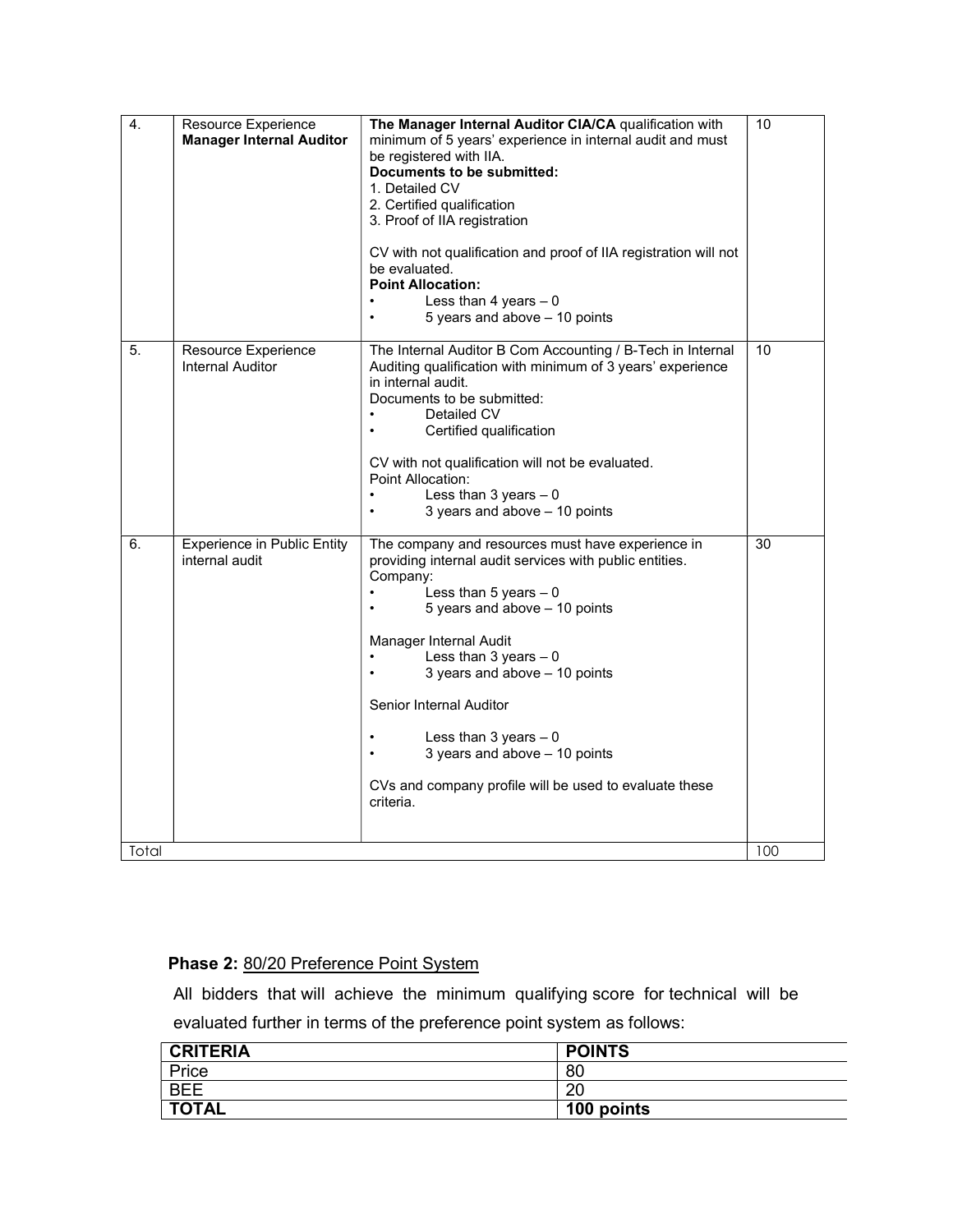| 4. | Resource Experience<br>**Manager Internal Auditor** | **The Manager Internal Auditor CIA/CA** qualification with minimum of 5 years' experience in internal audit and must be registered with IIA.<br>**Documents to be submitted:**<br>1. Detailed CV<br>2. Certified qualification<br>3. Proof of IIA registration<br><br>CV with not qualification and proof of IIA registration will not be evaluated.<br>**Point Allocation:**<br>• Less than 4 years – 0<br>• 5 years and above – 10 points | 10 |
|---|---|---|---|
| 5. | Resource Experience<br>Internal Auditor | The Internal Auditor B Com Accounting / B-Tech in Internal Auditing qualification with minimum of 3 years' experience in internal audit.<br>Documents to be submitted:<br>• Detailed CV<br>• Certified qualification<br><br>CV with not qualification will not be evaluated.<br>Point Allocation:<br>• Less than 3 years – 0<br>• 3 years and above – 10 points | 10 |
| 6. | Experience in Public Entity internal audit | The company and resources must have experience in providing internal audit services with public entities.<br>Company:<br>• Less than 5 years – 0<br>• 5 years and above – 10 points<br><br>Manager Internal Audit<br>• Less than 3 years – 0<br>• 3 years and above – 10 points<br><br>Senior Internal Auditor<br><br>• Less than 3 years – 0<br>• 3 years and above – 10 points<br><br>CVs and company profile will be used to evaluate these criteria. | 30 |
| Total | | | 100 |

**Phase 2:** 80/20 Preference Point System

All bidders that will achieve the minimum qualifying score for technical will be evaluated further in terms of the preference point system as follows:

| **CRITERIA** | **POINTS** |
|---|---|
| Price | 80 |
| BEE | 20 |
| **TOTAL** | **100 points** |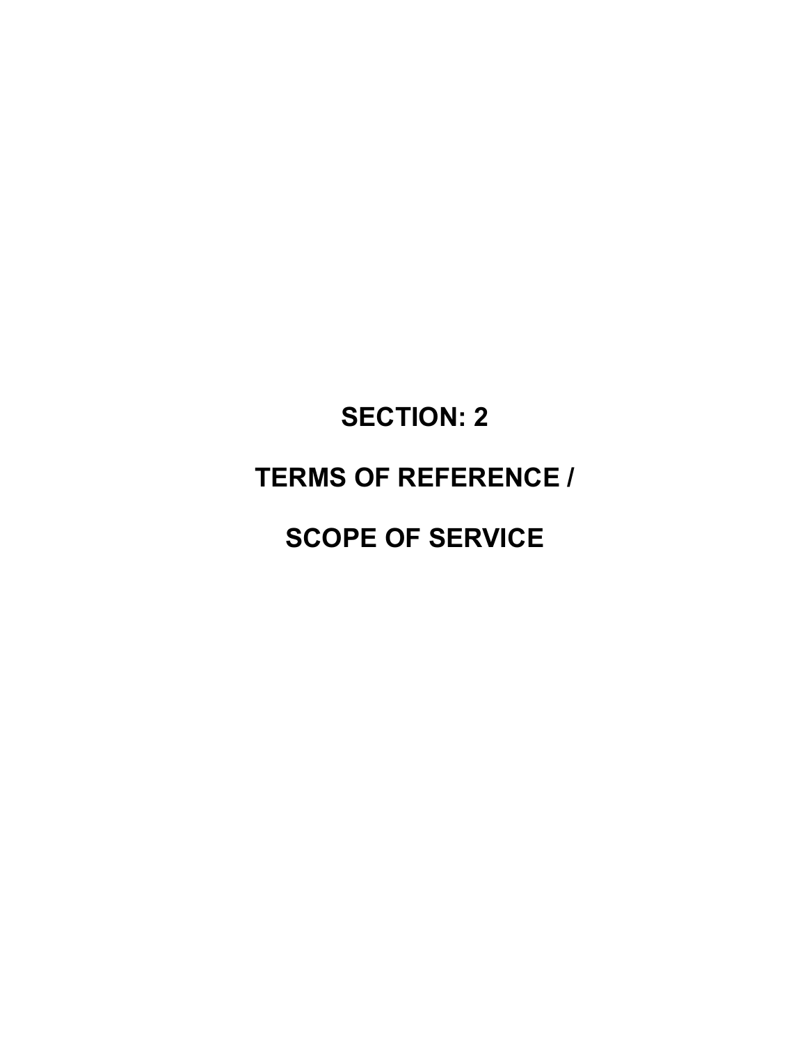# SECTION: 2

# TERMS OF REFERENCE /

# SCOPE OF SERVICE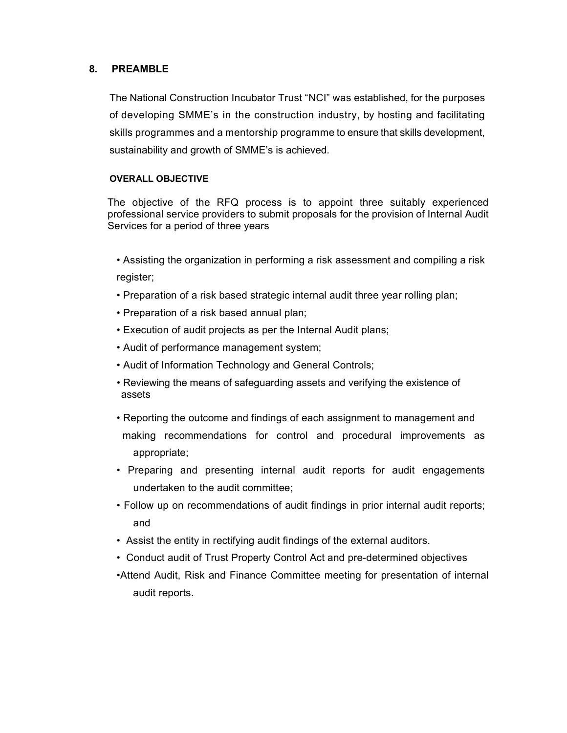## 8. PREAMBLE

The National Construction Incubator Trust "NCI" was established, for the purposes of developing SMME's in the construction industry, by hosting and facilitating skills programmes and a mentorship programme to ensure that skills development, sustainability and growth of SMME's is achieved.

### OVERALL OBJECTIVE

The objective of the RFQ process is to appoint three suitably experienced professional service providers to submit proposals for the provision of Internal Audit Services for a period of three years

- Assisting the organization in performing a risk assessment and compiling a risk register;
- Preparation of a risk based strategic internal audit three year rolling plan;
- Preparation of a risk based annual plan;
- Execution of audit projects as per the Internal Audit plans;
- Audit of performance management system;
- Audit of Information Technology and General Controls;
- Reviewing the means of safeguarding assets and verifying the existence of assets
- Reporting the outcome and findings of each assignment to management and making recommendations for control and procedural improvements as appropriate;
- Preparing and presenting internal audit reports for audit engagements undertaken to the audit committee;
- Follow up on recommendations of audit findings in prior internal audit reports; and
- Assist the entity in rectifying audit findings of the external auditors.
- Conduct audit of Trust Property Control Act and pre-determined objectives
- Attend Audit, Risk and Finance Committee meeting for presentation of internal audit reports.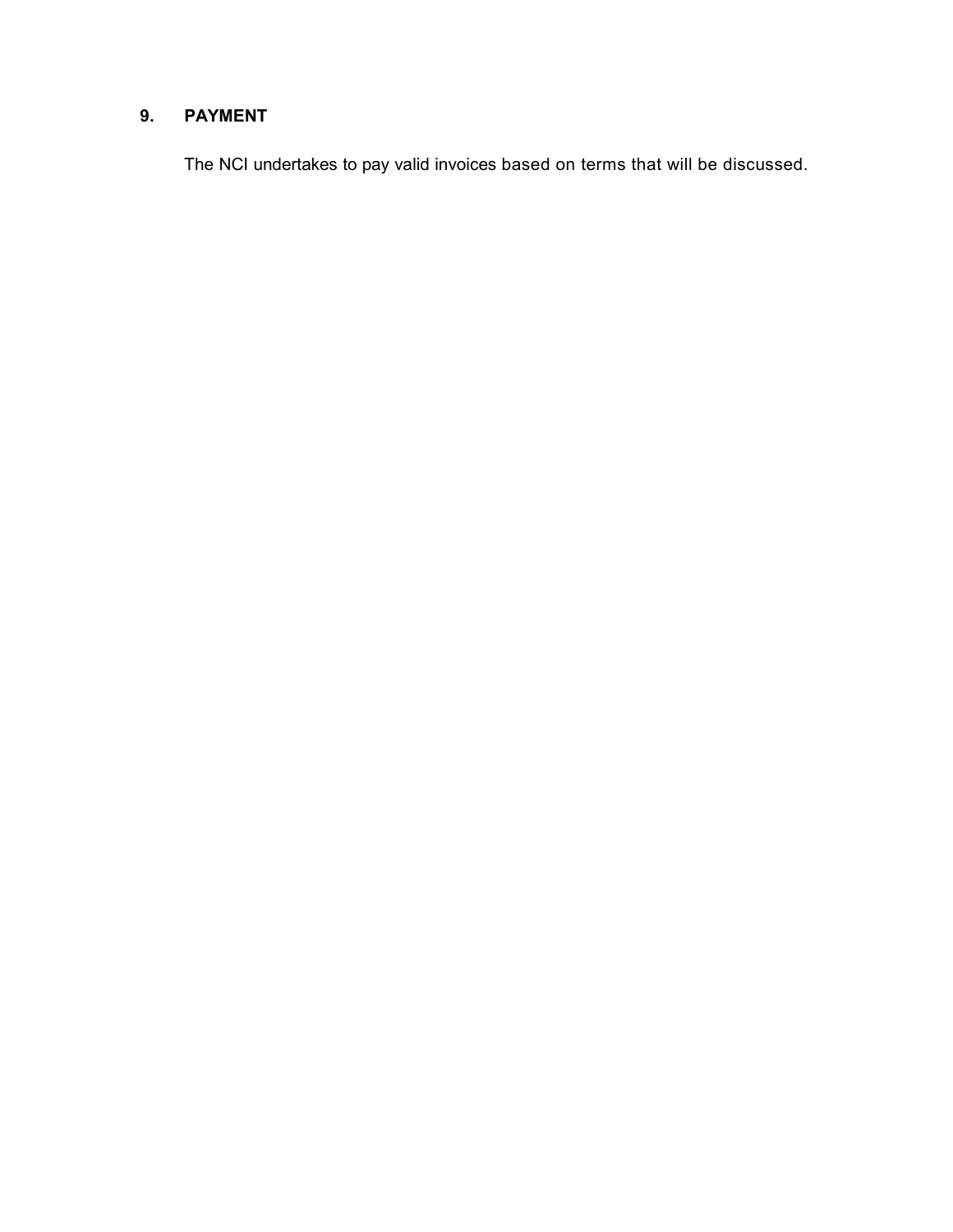## 9. PAYMENT

The NCI undertakes to pay valid invoices based on terms that will be discussed.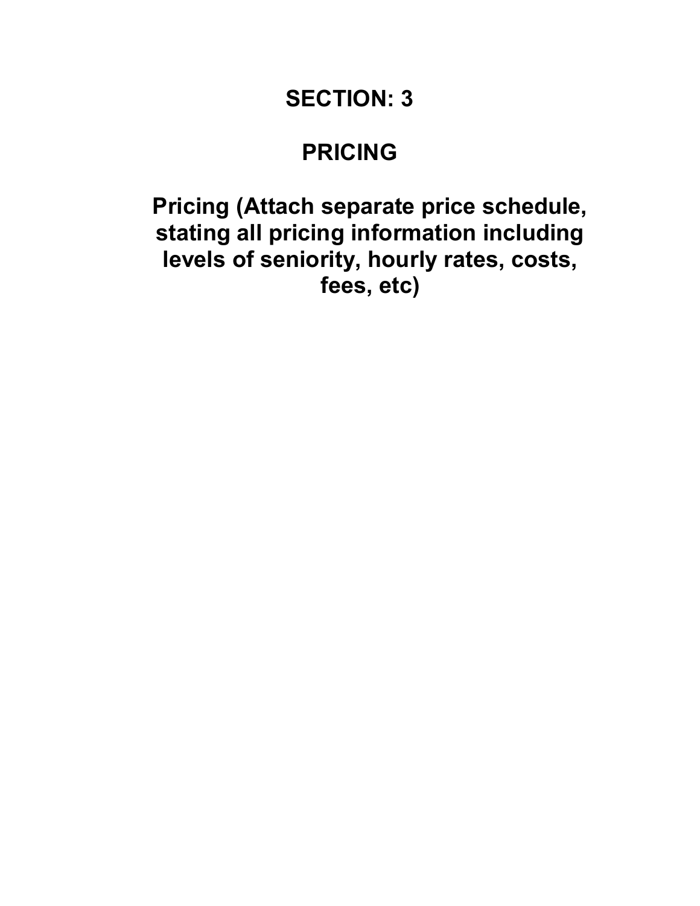# SECTION: 3

# PRICING

**Pricing (Attach separate price schedule, stating all pricing information including levels of seniority, hourly rates, costs, fees, etc)**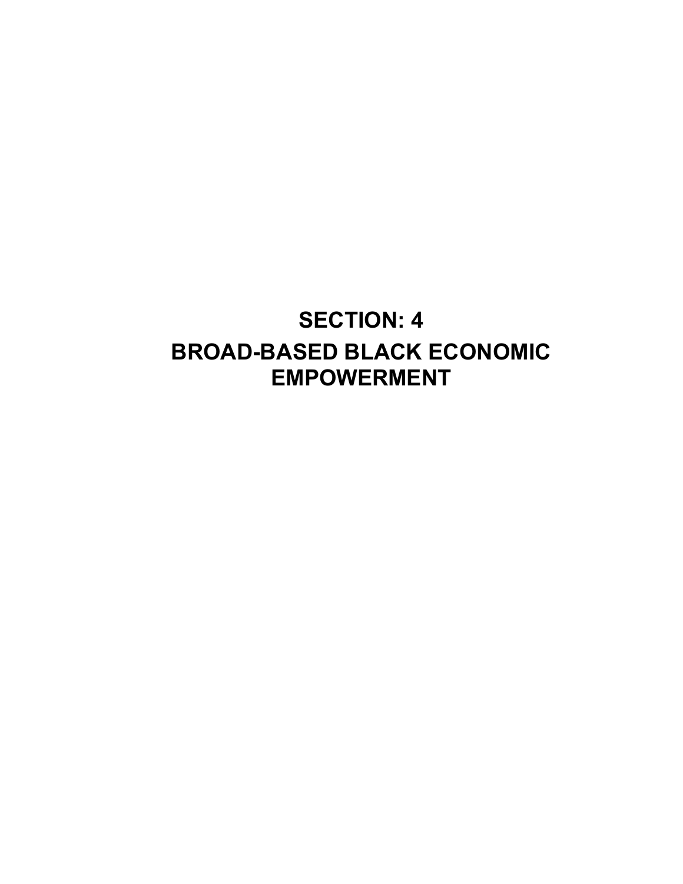# SECTION: 4

# BROAD-BASED BLACK ECONOMIC EMPOWERMENT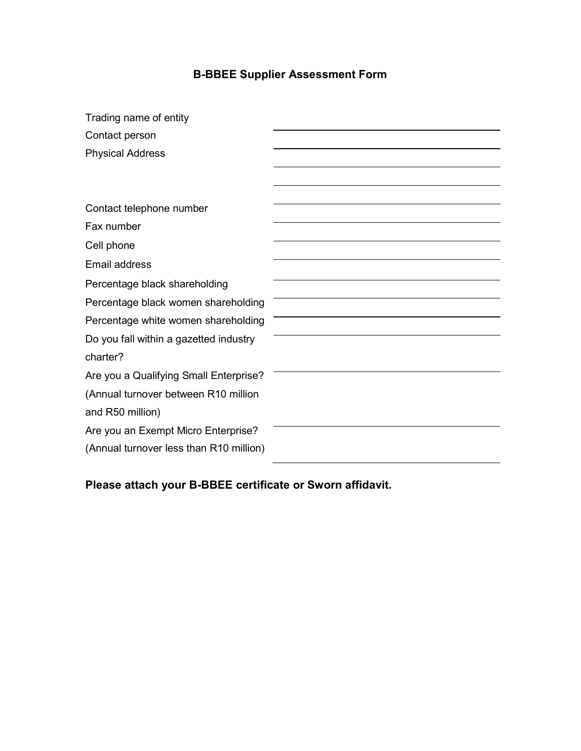## B-BBEE Supplier Assessment Form

| | |
|---|---|
| Trading name of entity | |
| Contact person | |
| Physical Address | |
| | |
| | |
| Contact telephone number | |
| Fax number | |
| Cell phone | |
| Email address | |
| Percentage black shareholding | |
| Percentage black women shareholding | |
| Percentage white women shareholding | |
| Do you fall within a gazetted industry charter? | |
| Are you a Qualifying Small Enterprise? (Annual turnover between R10 million and R50 million) | |
| Are you an Exempt Micro Enterprise? (Annual turnover less than R10 million) | |

**Please attach your B-BBEE certificate or Sworn affidavit.**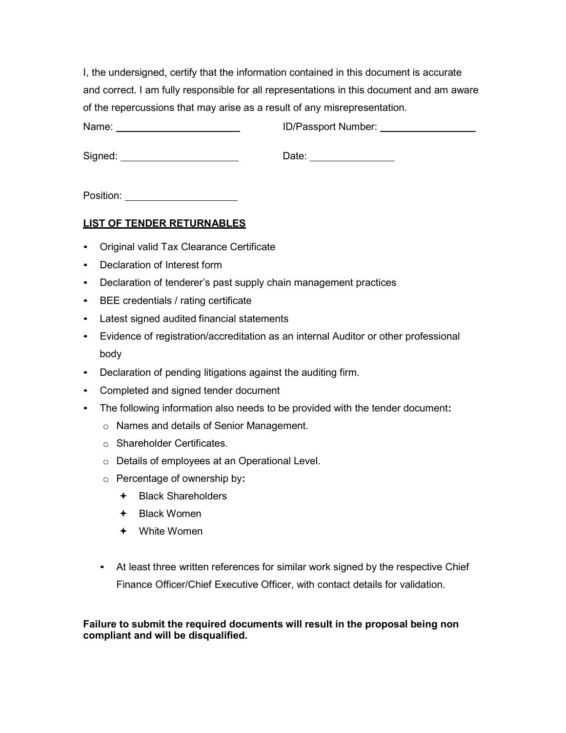I, the undersigned, certify that the information contained in this document is accurate and correct. I am fully responsible for all representations in this document and am aware of the repercussions that may arise as a result of any misrepresentation.

Name: ______________________ ID/Passport Number: ________________

Signed: _____________________ Date: _______________

Position: ___________________

**LIST OF TENDER RETURNABLES**

- Original valid Tax Clearance Certificate
- Declaration of Interest form
- Declaration of tenderer's past supply chain management practices
- BEE credentials / rating certificate
- Latest signed audited financial statements
- Evidence of registration/accreditation as an internal Auditor or other professional body
- Declaration of pending litigations against the auditing firm.
- Completed and signed tender document
- The following information also needs to be provided with the tender document**:**
    - Names and details of Senior Management.
    - Shareholder Certificates.
    - Details of employees at an Operational Level.
    - Percentage of ownership by**:**
        - Black Shareholders
        - Black Women
        - White Women

- At least three written references for similar work signed by the respective Chief Finance Officer/Chief Executive Officer, with contact details for validation.

**Failure to submit the required documents will result in the proposal being non compliant and will be disqualified.**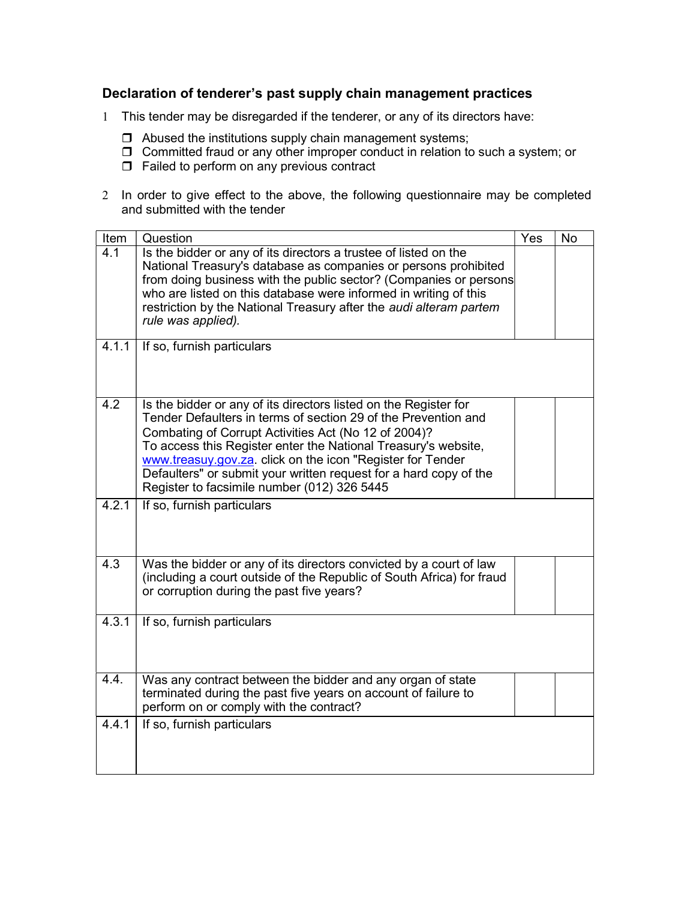## Declaration of tenderer's past supply chain management practices

1 This tender may be disregarded if the tenderer, or any of its directors have:

- ❒ Abused the institutions supply chain management systems;
- ❒ Committed fraud or any other improper conduct in relation to such a system; or
- ❒ Failed to perform on any previous contract

2 In order to give effect to the above, the following questionnaire may be completed and submitted with the tender

| Item | Question | Yes | No |
|---|---|---|---|
| 4.1 | Is the bidder or any of its directors a trustee of listed on the National Treasury's database as companies or persons prohibited from doing business with the public sector? (Companies or persons who are listed on this database were informed in writing of this restriction by the National Treasury after the *audi alteram partem rule was applied).* | | |
| 4.1.1 | If so, furnish particulars | | |
| 4.2 | Is the bidder or any of its directors listed on the Register for Tender Defaulters in terms of section 29 of the Prevention and Combating of Corrupt Activities Act (No 12 of 2004)? To access this Register enter the National Treasury's website, www.treasuy.gov.za. click on the icon "Register for Tender Defaulters" or submit your written request for a hard copy of the Register to facsimile number (012) 326 5445 | | |
| 4.2.1 | If so, furnish particulars | | |
| 4.3 | Was the bidder or any of its directors convicted by a court of law (including a court outside of the Republic of South Africa) for fraud or corruption during the past five years? | | |
| 4.3.1 | If so, furnish particulars | | |
| 4.4. | Was any contract between the bidder and any organ of state terminated during the past five years on account of failure to perform on or comply with the contract? | | |
| 4.4.1 | If so, furnish particulars | | |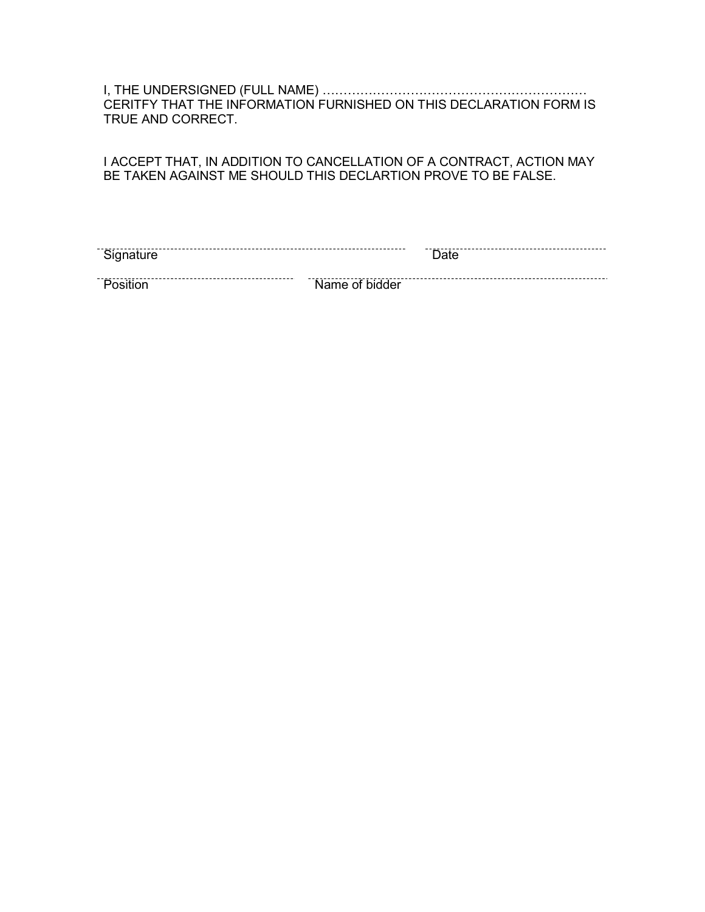I, THE UNDERSIGNED (FULL NAME) ………………………………………………………
CERITFY THAT THE INFORMATION FURNISHED ON THIS DECLARATION FORM IS TRUE AND CORRECT.

I ACCEPT THAT, IN ADDITION TO CANCELLATION OF A CONTRACT, ACTION MAY BE TAKEN AGAINST ME SHOULD THIS DECLARTION PROVE TO BE FALSE.

…………………………………………………… ……………………………
Signature Date

…………………………………… ……………………………………………………
Position Name of bidder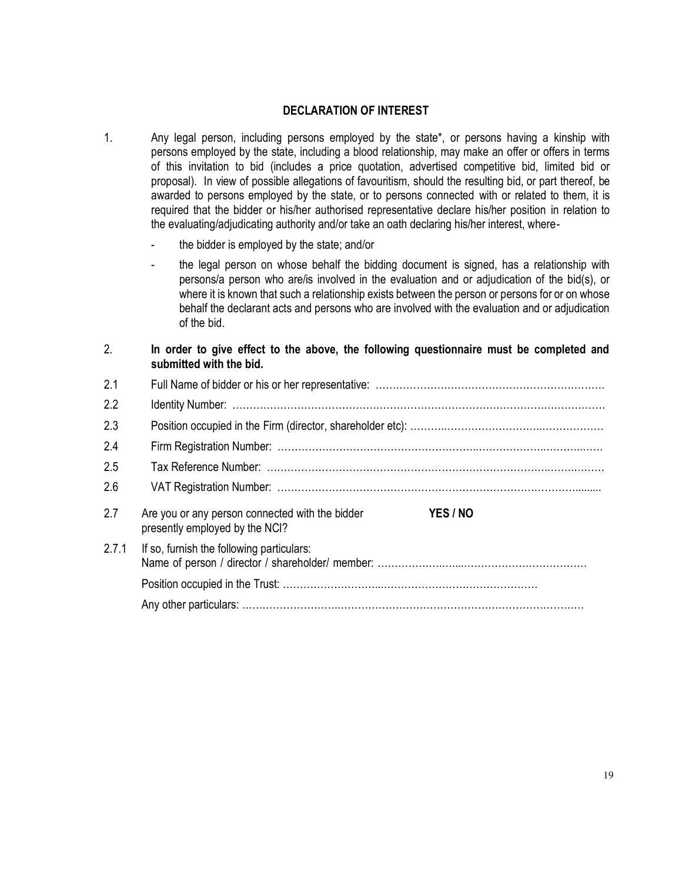## DECLARATION OF INTEREST

1. Any legal person, including persons employed by the state*, or persons having a kinship with persons employed by the state, including a blood relationship, may make an offer or offers in terms of this invitation to bid (includes a price quotation, advertised competitive bid, limited bid or proposal). In view of possible allegations of favouritism, should the resulting bid, or part thereof, be awarded to persons employed by the state, or to persons connected with or related to them, it is required that the bidder or his/her authorised representative declare his/her position in relation to the evaluating/adjudicating authority and/or take an oath declaring his/her interest, where-

   - the bidder is employed by the state; and/or
   - the legal person on whose behalf the bidding document is signed, has a relationship with persons/a person who are/is involved in the evaluation and or adjudication of the bid(s), or where it is known that such a relationship exists between the person or persons for or on whose behalf the declarant acts and persons who are involved with the evaluation and or adjudication of the bid.

2. **In order to give effect to the above, the following questionnaire must be completed and submitted with the bid.**

2.1 Full Name of bidder or his or her representative: ………………………………………………………….

2.2 Identity Number: ………………………………………………………………………………………………

2.3 Position occupied in the Firm (director, shareholder etc): ……………………………………………………

2.4 Firm Registration Number: …………………………………………………………………………………

2.5 Tax Reference Number: ……………………………………………………………………………………

2.6 VAT Registration Number: …………………………………………………………………………………

2.7 Are you or any person connected with the bidder presently employed by the NCI? **YES / NO**

2.7.1 If so, furnish the following particulars:
Name of person / director / shareholder/ member: ……………………………………………………
Position occupied in the Trust: ……………………………………………………………………
Any other particulars: ………………………………………………………………………………………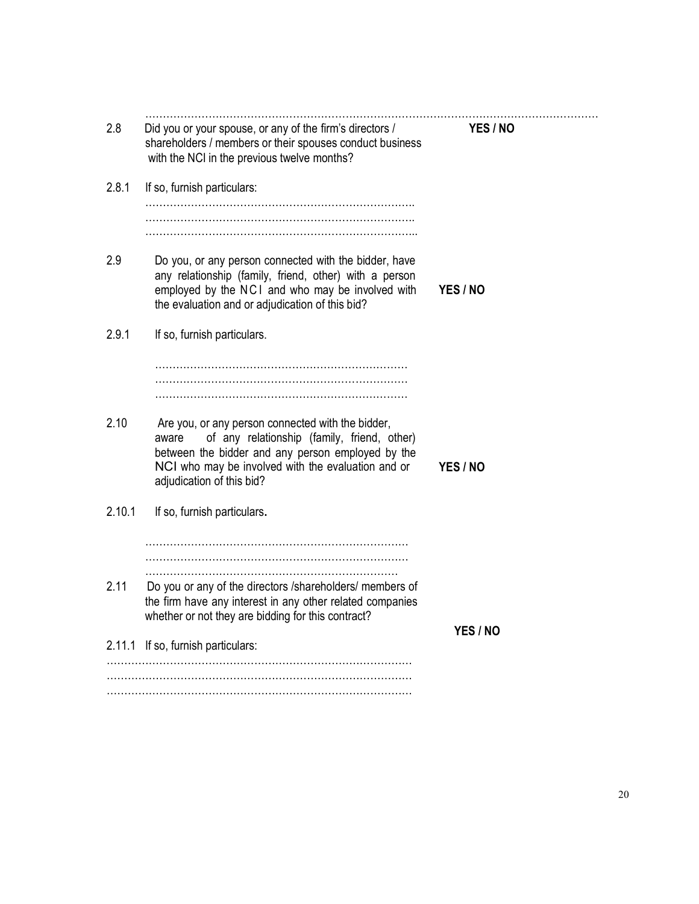……………………………………………………………………………………………………………………………

2.8 Did you or your spouse, or any of the firm's directors / shareholders / members or their spouses conduct business with the NCI in the previous twelve months? **YES / NO**

2.8.1 If so, furnish particulars:

…………………………………………………………………….
…………………………………………………………………….
……………………………………………………………………..

2.9 Do you, or any person connected with the bidder, have any relationship (family, friend, other) with a person employed by the NCI and who may be involved with the evaluation and or adjudication of this bid? **YES / NO**

2.9.1 If so, furnish particulars.

………………………………………………………………
………………………………………………………………
………………………………………………………………

2.10 Are you, or any person connected with the bidder, aware of any relationship (family, friend, other) between the bidder and any person employed by the NCI who may be involved with the evaluation and or adjudication of this bid? **YES / NO**

2.10.1 If so, furnish particulars**.**

…………………………………………………………………
…………………………………………………………………
………………………………………………………………

2.11 Do you or any of the directors /shareholders/ members of the firm have any interest in any other related companies whether or not they are bidding for this contract? **YES / NO**

2.11.1 If so, furnish particulars:

……………………………………………………………………………
……………………………………………………………………………
……………………………………………………………………………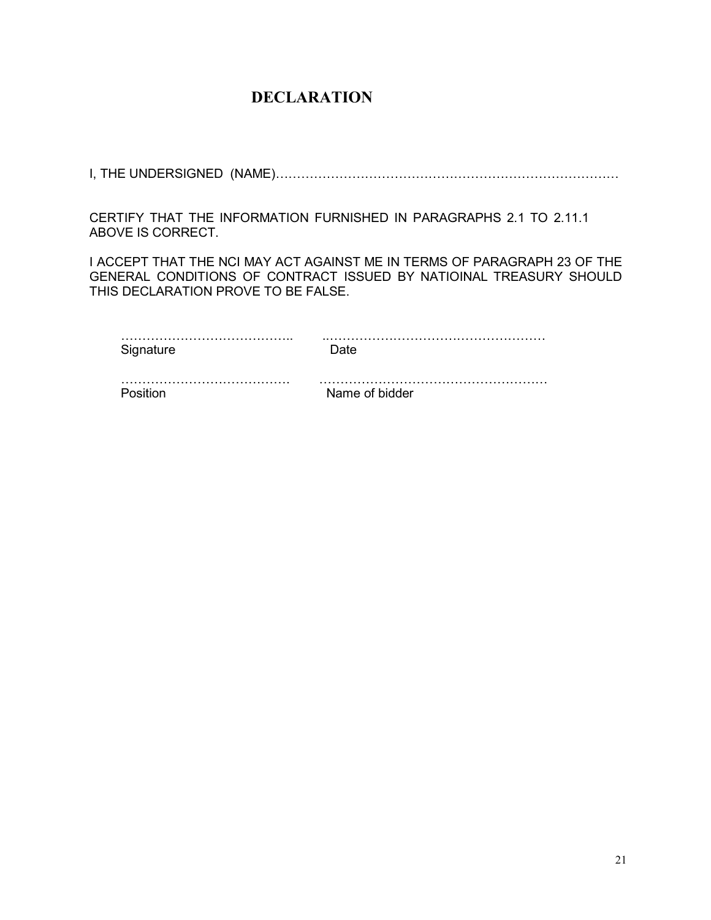# DECLARATION

I, THE UNDERSIGNED (NAME)…………………………………………………………………………

CERTIFY THAT THE INFORMATION FURNISHED IN PARAGRAPHS 2.1 TO 2.11.1 ABOVE IS CORRECT.

I ACCEPT THAT THE NCI MAY ACT AGAINST ME IN TERMS OF PARAGRAPH 23 OF THE GENERAL CONDITIONS OF CONTRACT ISSUED BY NATIOINAL TREASURY SHOULD THIS DECLARATION PROVE TO BE FALSE.

| | |
|---|---|
| ………………………………….. | ..…………………………………………… |
| Signature | Date |
| …………………………………. | ……………………………………………… |
| Position | Name of bidder |